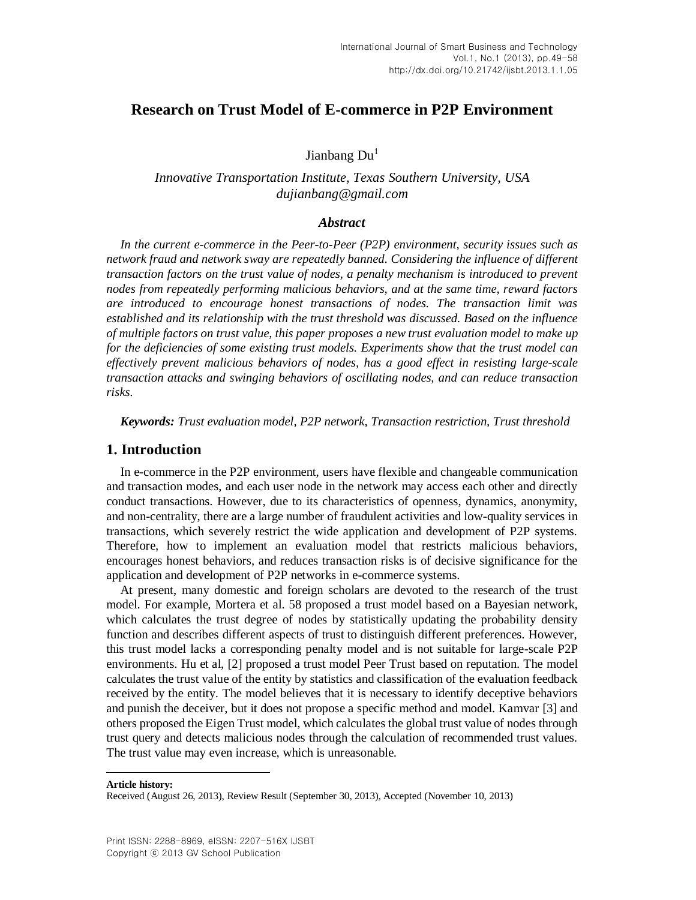# Research on Trust Model of E-commerce in P2P Environment

Jianbang Du[1]

*Innovative Transportation Institute, Texas Southern University, USA*
*dujianbang@gmail.com*

### *Abstract*

*In the current e-commerce in the Peer-to-Peer (P2P) environment, security issues such as network fraud and network sway are repeatedly banned. Considering the influence of different transaction factors on the trust value of nodes, a penalty mechanism is introduced to prevent nodes from repeatedly performing malicious behaviors, and at the same time, reward factors are introduced to encourage honest transactions of nodes. The transaction limit was established and its relationship with the trust threshold was discussed. Based on the influence of multiple factors on trust value, this paper proposes a new trust evaluation model to make up for the deficiencies of some existing trust models. Experiments show that the trust model can effectively prevent malicious behaviors of nodes, has a good effect in resisting large-scale transaction attacks and swinging behaviors of oscillating nodes, and can reduce transaction risks.*

***Keywords:*** *Trust evaluation model, P2P network, Transaction restriction, Trust threshold*

## 1. Introduction

In e-commerce in the P2P environment, users have flexible and changeable communication and transaction modes, and each user node in the network may access each other and directly conduct transactions. However, due to its characteristics of openness, dynamics, anonymity, and non-centrality, there are a large number of fraudulent activities and low-quality services in transactions, which severely restrict the wide application and development of P2P systems. Therefore, how to implement an evaluation model that restricts malicious behaviors, encourages honest behaviors, and reduces transaction risks is of decisive significance for the application and development of P2P networks in e-commerce systems.

At present, many domestic and foreign scholars are devoted to the research of the trust model. For example, Mortera et al. 58 proposed a trust model based on a Bayesian network, which calculates the trust degree of nodes by statistically updating the probability density function and describes different aspects of trust to distinguish different preferences. However, this trust model lacks a corresponding penalty model and is not suitable for large-scale P2P environments. Hu et al, [2] proposed a trust model Peer Trust based on reputation. The model calculates the trust value of the entity by statistics and classification of the evaluation feedback received by the entity. The model believes that it is necessary to identify deceptive behaviors and punish the deceiver, but it does not propose a specific method and model. Kamvar [3] and others proposed the Eigen Trust model, which calculates the global trust value of nodes through trust query and detects malicious nodes through the calculation of recommended trust values. The trust value may even increase, which is unreasonable.

---

**Article history:**
Received (August 26, 2013), Review Result (September 30, 2013), Accepted (November 10, 2013)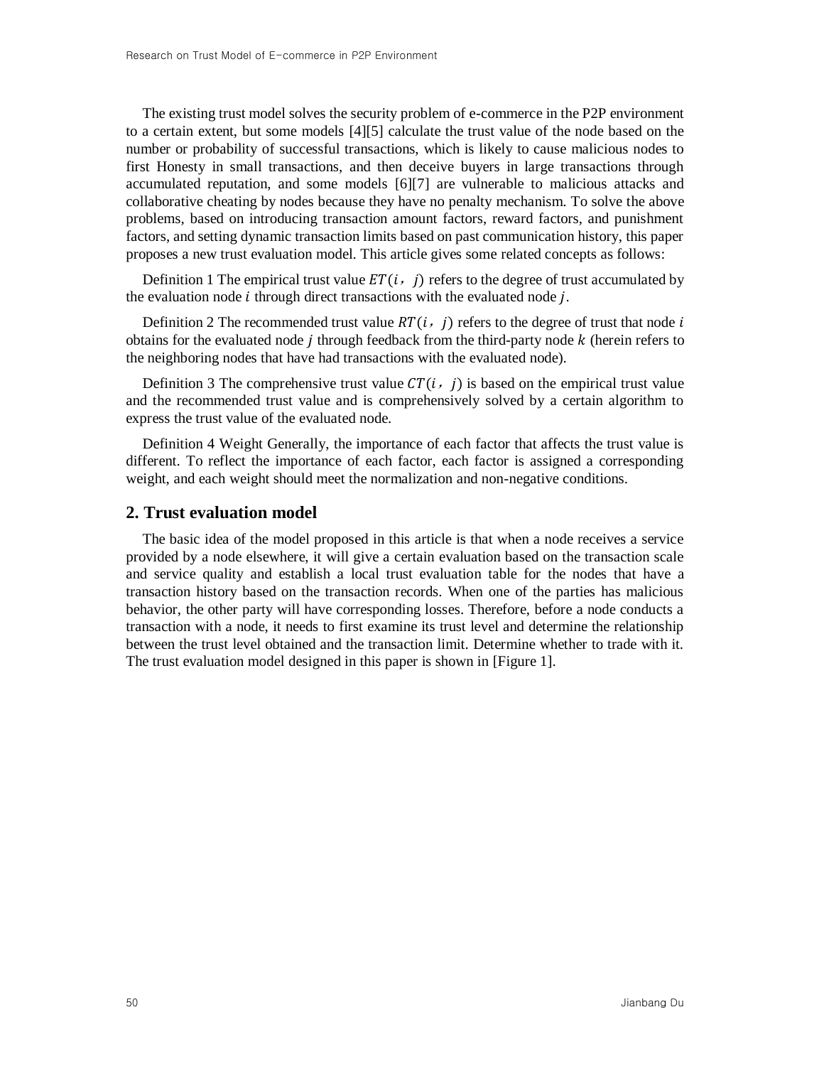The existing trust model solves the security problem of e-commerce in the P2P environment to a certain extent, but some models [4][5] calculate the trust value of the node based on the number or probability of successful transactions, which is likely to cause malicious nodes to first Honesty in small transactions, and then deceive buyers in large transactions through accumulated reputation, and some models [6][7] are vulnerable to malicious attacks and collaborative cheating by nodes because they have no penalty mechanism. To solve the above problems, based on introducing transaction amount factors, reward factors, and punishment factors, and setting dynamic transaction limits based on past communication history, this paper proposes a new trust evaluation model. This article gives some related concepts as follows:

Definition 1 The empirical trust value $ET(i，j)$ refers to the degree of trust accumulated by the evaluation node $i$ through direct transactions with the evaluated node $j$.

Definition 2 The recommended trust value $RT(i，j)$ refers to the degree of trust that node $i$ obtains for the evaluated node $j$ through feedback from the third-party node $k$ (herein refers to the neighboring nodes that have had transactions with the evaluated node).

Definition 3 The comprehensive trust value $CT(i，j)$ is based on the empirical trust value and the recommended trust value and is comprehensively solved by a certain algorithm to express the trust value of the evaluated node.

Definition 4 Weight Generally, the importance of each factor that affects the trust value is different. To reflect the importance of each factor, each factor is assigned a corresponding weight, and each weight should meet the normalization and non-negative conditions.

## 2. Trust evaluation model

The basic idea of the model proposed in this article is that when a node receives a service provided by a node elsewhere, it will give a certain evaluation based on the transaction scale and service quality and establish a local trust evaluation table for the nodes that have a transaction history based on the transaction records. When one of the parties has malicious behavior, the other party will have corresponding losses. Therefore, before a node conducts a transaction with a node, it needs to first examine its trust level and determine the relationship between the trust level obtained and the transaction limit. Determine whether to trade with it. The trust evaluation model designed in this paper is shown in [Figure 1].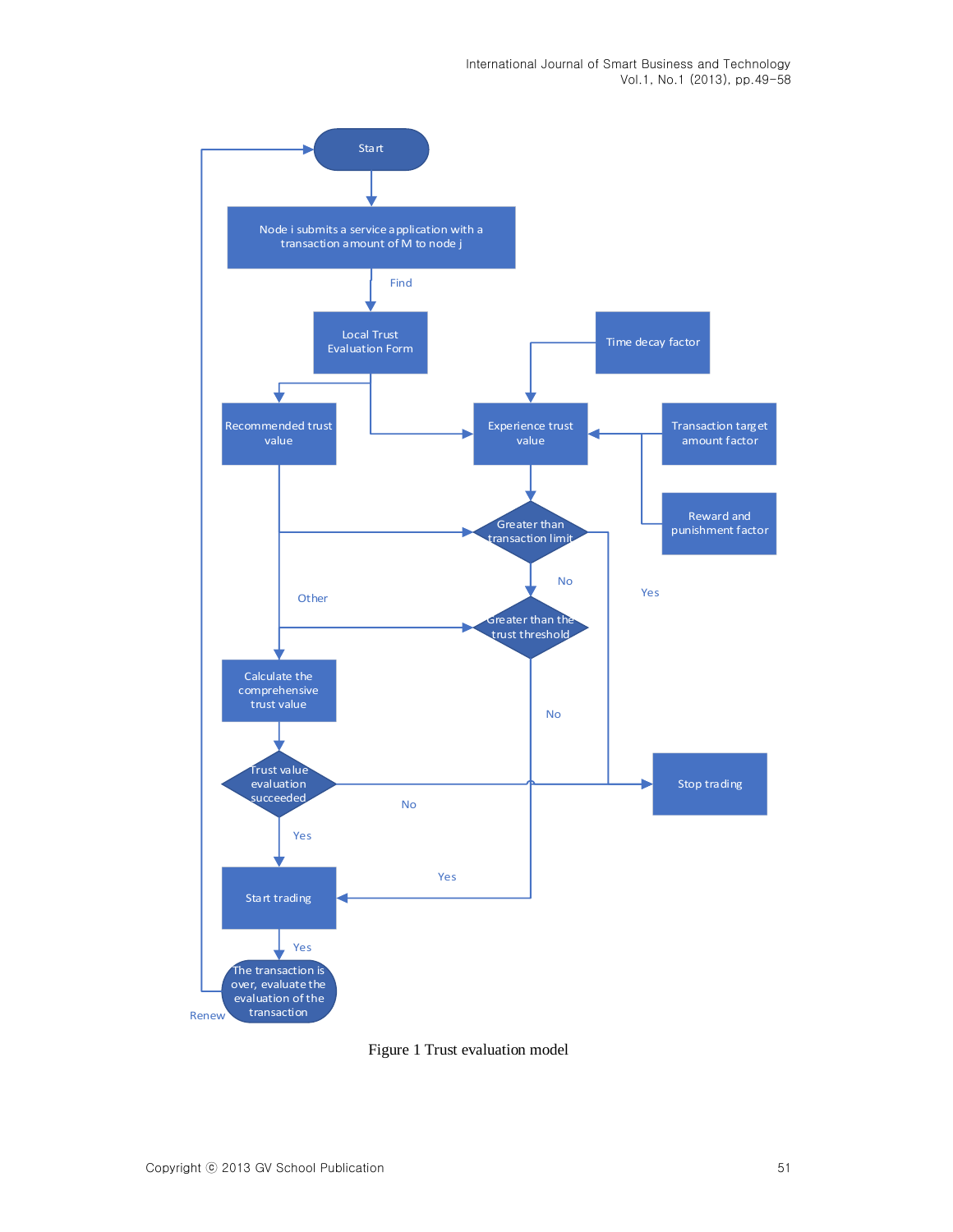Figure 1 Trust evaluation model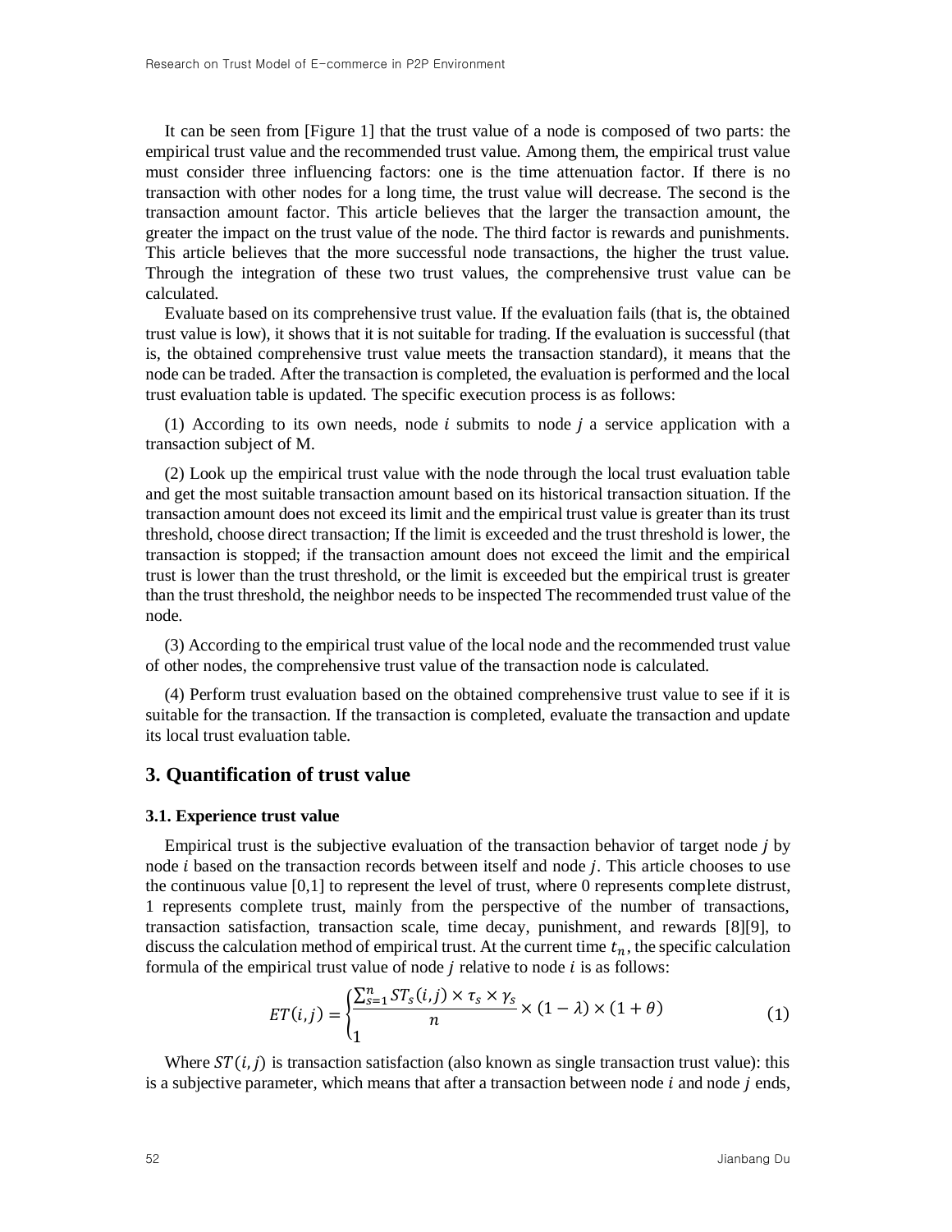It can be seen from [Figure 1] that the trust value of a node is composed of two parts: the empirical trust value and the recommended trust value. Among them, the empirical trust value must consider three influencing factors: one is the time attenuation factor. If there is no transaction with other nodes for a long time, the trust value will decrease. The second is the transaction amount factor. This article believes that the larger the transaction amount, the greater the impact on the trust value of the node. The third factor is rewards and punishments. This article believes that the more successful node transactions, the higher the trust value. Through the integration of these two trust values, the comprehensive trust value can be calculated.

Evaluate based on its comprehensive trust value. If the evaluation fails (that is, the obtained trust value is low), it shows that it is not suitable for trading. If the evaluation is successful (that is, the obtained comprehensive trust value meets the transaction standard), it means that the node can be traded. After the transaction is completed, the evaluation is performed and the local trust evaluation table is updated. The specific execution process is as follows:

(1) According to its own needs, node $i$ submits to node $j$ a service application with a transaction subject of M.

(2) Look up the empirical trust value with the node through the local trust evaluation table and get the most suitable transaction amount based on its historical transaction situation. If the transaction amount does not exceed its limit and the empirical trust value is greater than its trust threshold, choose direct transaction; If the limit is exceeded and the trust threshold is lower, the transaction is stopped; if the transaction amount does not exceed the limit and the empirical trust is lower than the trust threshold, or the limit is exceeded but the empirical trust is greater than the trust threshold, the neighbor needs to be inspected The recommended trust value of the node.

(3) According to the empirical trust value of the local node and the recommended trust value of other nodes, the comprehensive trust value of the transaction node is calculated.

(4) Perform trust evaluation based on the obtained comprehensive trust value to see if it is suitable for the transaction. If the transaction is completed, evaluate the transaction and update its local trust evaluation table.

## 3. Quantification of trust value

### 3.1. Experience trust value

Empirical trust is the subjective evaluation of the transaction behavior of target node $j$ by node $i$ based on the transaction records between itself and node $j$. This article chooses to use the continuous value [0,1] to represent the level of trust, where 0 represents complete distrust, 1 represents complete trust, mainly from the perspective of the number of transactions, transaction satisfaction, transaction scale, time decay, punishment, and rewards [8][9], to discuss the calculation method of empirical trust. At the current time $t_n$, the specific calculation formula of the empirical trust value of node $j$ relative to node $i$ is as follows:

$$ET(i,j) = \begin{cases} \dfrac{\sum_{s=1}^{n} ST_s(i,j) \times \tau_s \times \gamma_s}{n} \times (1-\lambda) \times (1+\theta) \\ 1 \end{cases} \tag{1}$$

Where $ST(i,j)$ is transaction satisfaction (also known as single transaction trust value): this is a subjective parameter, which means that after a transaction between node $i$ and node $j$ ends,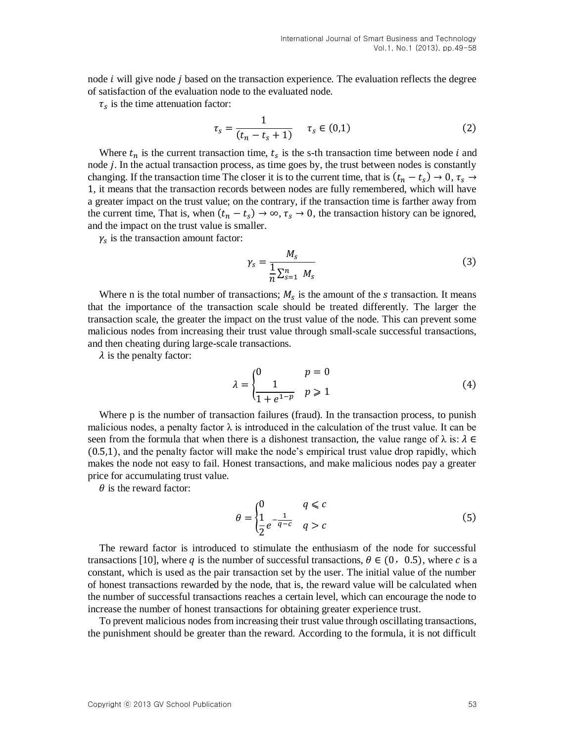node $i$ will give node $j$ based on the transaction experience. The evaluation reflects the degree of satisfaction of the evaluation node to the evaluated node.

$\tau_s$ is the time attenuation factor:

$$\tau_s = \frac{1}{(t_n - t_s + 1)} \quad \tau_s \in (0,1) \tag{2}$$

Where $t_n$ is the current transaction time, $t_s$ is the s-th transaction time between node $i$ and node $j$. In the actual transaction process, as time goes by, the trust between nodes is constantly changing. If the transaction time The closer it is to the current time, that is $(t_n - t_s) \to 0$, $\tau_s \to 1$, it means that the transaction records between nodes are fully remembered, which will have a greater impact on the trust value; on the contrary, if the transaction time is farther away from the current time, That is, when $(t_n - t_s) \to \infty$, $\tau_s \to 0$, the transaction history can be ignored, and the impact on the trust value is smaller.

$\gamma_s$ is the transaction amount factor:

$$\gamma_s = \frac{M_s}{\frac{1}{n}\sum_{s=1}^{n} M_s} \tag{3}$$

Where n is the total number of transactions; $M_s$ is the amount of the $s$ transaction. It means that the importance of the transaction scale should be treated differently. The larger the transaction scale, the greater the impact on the trust value of the node. This can prevent some malicious nodes from increasing their trust value through small-scale successful transactions, and then cheating during large-scale transactions.

$\lambda$ is the penalty factor:

$$\lambda = \begin{cases} 0 & p = 0 \\ \dfrac{1}{1 + e^{1-p}} & p \geqslant 1 \end{cases} \tag{4}$$

Where p is the number of transaction failures (fraud). In the transaction process, to punish malicious nodes, a penalty factor λ is introduced in the calculation of the trust value. It can be seen from the formula that when there is a dishonest transaction, the value range of λ is: $\lambda \in (0.5,1)$, and the penalty factor will make the node's empirical trust value drop rapidly, which makes the node not easy to fail. Honest transactions, and make malicious nodes pay a greater price for accumulating trust value.

$\theta$ is the reward factor:

$$\theta = \begin{cases} 0 & q \leqslant c \\ \dfrac{1}{2} e^{-\frac{1}{q-c}} & q > c \end{cases} \tag{5}$$

The reward factor is introduced to stimulate the enthusiasm of the node for successful transactions [10], where $q$ is the number of successful transactions, $\theta \in (0，0.5)$, where $c$ is a constant, which is used as the pair transaction set by the user. The initial value of the number of honest transactions rewarded by the node, that is, the reward value will be calculated when the number of successful transactions reaches a certain level, which can encourage the node to increase the number of honest transactions for obtaining greater experience trust.

To prevent malicious nodes from increasing their trust value through oscillating transactions, the punishment should be greater than the reward. According to the formula, it is not difficult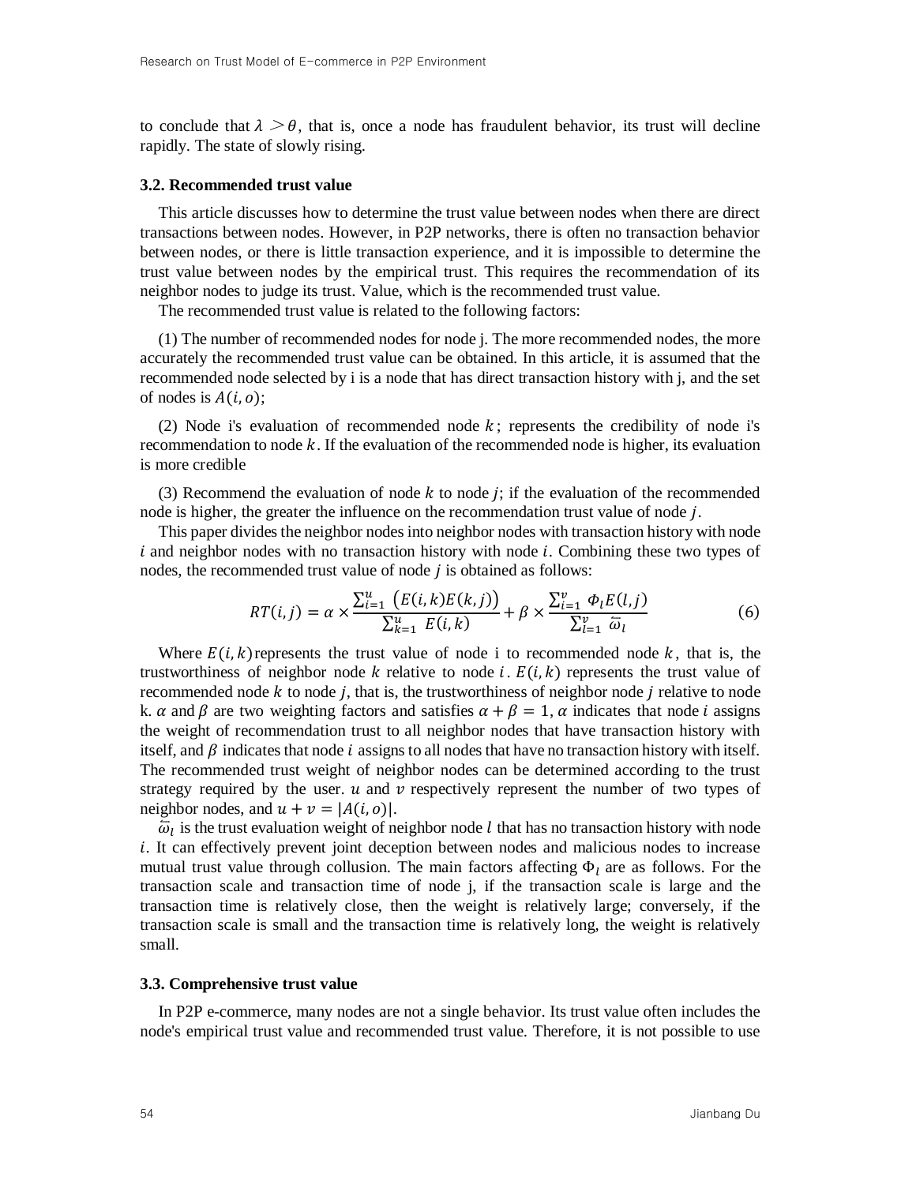to conclude that $\lambda > \theta$, that is, once a node has fraudulent behavior, its trust will decline rapidly. The state of slowly rising.

### 3.2. Recommended trust value

This article discusses how to determine the trust value between nodes when there are direct transactions between nodes. However, in P2P networks, there is often no transaction behavior between nodes, or there is little transaction experience, and it is impossible to determine the trust value between nodes by the empirical trust. This requires the recommendation of its neighbor nodes to judge its trust. Value, which is the recommended trust value.

The recommended trust value is related to the following factors:

(1) The number of recommended nodes for node j. The more recommended nodes, the more accurately the recommended trust value can be obtained. In this article, it is assumed that the recommended node selected by i is a node that has direct transaction history with j, and the set of nodes is $A(i,o)$;

(2) Node i's evaluation of recommended node $k$; represents the credibility of node i's recommendation to node $k$. If the evaluation of the recommended node is higher, its evaluation is more credible

(3) Recommend the evaluation of node $k$ to node $j$; if the evaluation of the recommended node is higher, the greater the influence on the recommendation trust value of node $j$.

This paper divides the neighbor nodes into neighbor nodes with transaction history with node $i$ and neighbor nodes with no transaction history with node $i$. Combining these two types of nodes, the recommended trust value of node $j$ is obtained as follows:

$$RT(i,j) = \alpha \times \frac{\sum_{i=1}^{u} \left(E(i,k)E(k,j)\right)}{\sum_{k=1}^{u} E(i,k)} + \beta \times \frac{\sum_{i=1}^{v} \Phi_l E(l,j)}{\sum_{l=1}^{v} \tilde{\omega}_l} \tag{6}$$

Where $E(i,k)$ represents the trust value of node i to recommended node $k$, that is, the trustworthiness of neighbor node $k$ relative to node $i$. $E(i,k)$ represents the trust value of recommended node $k$ to node $j$, that is, the trustworthiness of neighbor node $j$ relative to node k. $\alpha$ and $\beta$ are two weighting factors and satisfies $\alpha + \beta = 1$, $\alpha$ indicates that node $i$ assigns the weight of recommendation trust to all neighbor nodes that have transaction history with itself, and $\beta$ indicates that node $i$ assigns to all nodes that have no transaction history with itself. The recommended trust weight of neighbor nodes can be determined according to the trust strategy required by the user. $u$ and $v$ respectively represent the number of two types of neighbor nodes, and $u + v = |A(i,o)|$.

$\tilde{\omega}_l$ is the trust evaluation weight of neighbor node $l$ that has no transaction history with node $i$. It can effectively prevent joint deception between nodes and malicious nodes to increase mutual trust value through collusion. The main factors affecting $\Phi_l$ are as follows. For the transaction scale and transaction time of node j, if the transaction scale is large and the transaction time is relatively close, then the weight is relatively large; conversely, if the transaction scale is small and the transaction time is relatively long, the weight is relatively small.

### 3.3. Comprehensive trust value

In P2P e-commerce, many nodes are not a single behavior. Its trust value often includes the node's empirical trust value and recommended trust value. Therefore, it is not possible to use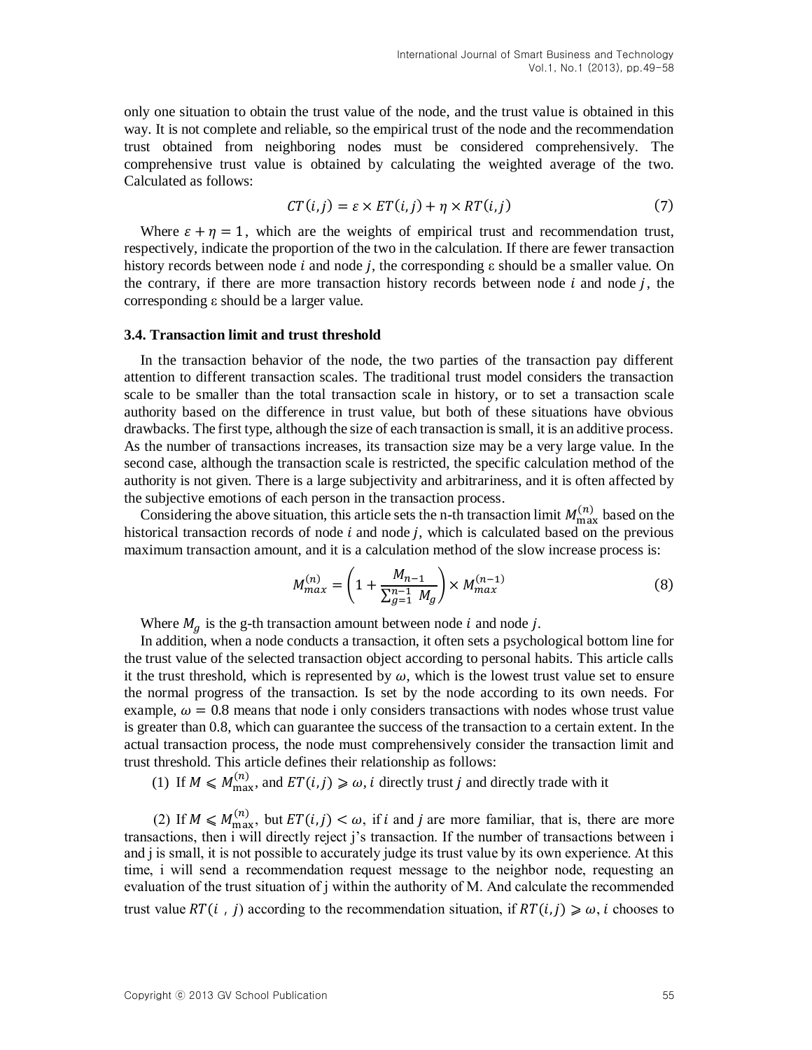only one situation to obtain the trust value of the node, and the trust value is obtained in this way. It is not complete and reliable, so the empirical trust of the node and the recommendation trust obtained from neighboring nodes must be considered comprehensively. The comprehensive trust value is obtained by calculating the weighted average of the two. Calculated as follows:

$$CT(i,j) = \varepsilon \times ET(i,j) + \eta \times RT(i,j) \tag{7}$$

Where $\varepsilon + \eta = 1$, which are the weights of empirical trust and recommendation trust, respectively, indicate the proportion of the two in the calculation. If there are fewer transaction history records between node $i$ and node $j$, the corresponding ε should be a smaller value. On the contrary, if there are more transaction history records between node $i$ and node $j$, the corresponding ε should be a larger value.

### 3.4. Transaction limit and trust threshold

In the transaction behavior of the node, the two parties of the transaction pay different attention to different transaction scales. The traditional trust model considers the transaction scale to be smaller than the total transaction scale in history, or to set a transaction scale authority based on the difference in trust value, but both of these situations have obvious drawbacks. The first type, although the size of each transaction is small, it is an additive process. As the number of transactions increases, its transaction size may be a very large value. In the second case, although the transaction scale is restricted, the specific calculation method of the authority is not given. There is a large subjectivity and arbitrariness, and it is often affected by the subjective emotions of each person in the transaction process.

Considering the above situation, this article sets the n-th transaction limit $M_{\max}^{(n)}$ based on the historical transaction records of node $i$ and node $j$, which is calculated based on the previous maximum transaction amount, and it is a calculation method of the slow increase process is:

$$M_{max}^{(n)} = \left(1 + \frac{M_{n-1}}{\sum_{g=1}^{n-1} M_g}\right) \times M_{max}^{(n-1)} \tag{8}$$

Where $M_g$ is the g-th transaction amount between node $i$ and node $j$.

In addition, when a node conducts a transaction, it often sets a psychological bottom line for the trust value of the selected transaction object according to personal habits. This article calls it the trust threshold, which is represented by $\omega$, which is the lowest trust value set to ensure the normal progress of the transaction. Is set by the node according to its own needs. For example, $\omega = 0.8$ means that node i only considers transactions with nodes whose trust value is greater than 0.8, which can guarantee the success of the transaction to a certain extent. In the actual transaction process, the node must comprehensively consider the transaction limit and trust threshold. This article defines their relationship as follows:

(1) If $M \leqslant M_{\max}^{(n)}$, and $ET(i,j) \geqslant \omega$, $i$ directly trust $j$ and directly trade with it

(2) If $M \leqslant M_{\max}^{(n)}$, but $ET(i,j) < \omega$, if $i$ and $j$ are more familiar, that is, there are more transactions, then i will directly reject j's transaction. If the number of transactions between i and j is small, it is not possible to accurately judge its trust value by its own experience. At this time, i will send a recommendation request message to the neighbor node, requesting an evaluation of the trust situation of j within the authority of M. And calculate the recommended trust value $RT(i\ ,\ j)$ according to the recommendation situation, if $RT(i,j) \geqslant \omega$, $i$ chooses to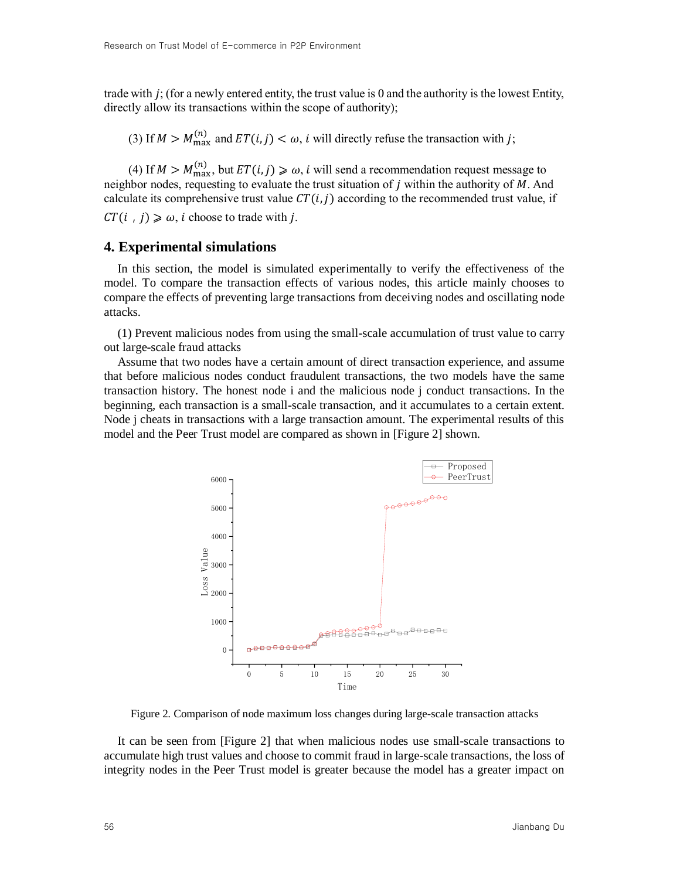trade with $j$; (for a newly entered entity, the trust value is 0 and the authority is the lowest Entity, directly allow its transactions within the scope of authority);

(3) If $M > M_{\max}^{(n)}$ and $ET(i,j) < \omega$, $i$ will directly refuse the transaction with $j$;

(4) If $M > M_{\max}^{(n)}$, but $ET(i,j) \geqslant \omega$, $i$ will send a recommendation request message to neighbor nodes, requesting to evaluate the trust situation of $j$ within the authority of $M$. And calculate its comprehensive trust value $CT(i,j)$ according to the recommended trust value, if $CT(i\ ,\ j) \geqslant \omega$, $i$ choose to trade with $j$.

## 4. Experimental simulations

In this section, the model is simulated experimentally to verify the effectiveness of the model. To compare the transaction effects of various nodes, this article mainly chooses to compare the effects of preventing large transactions from deceiving nodes and oscillating node attacks.

(1) Prevent malicious nodes from using the small-scale accumulation of trust value to carry out large-scale fraud attacks

Assume that two nodes have a certain amount of direct transaction experience, and assume that before malicious nodes conduct fraudulent transactions, the two models have the same transaction history. The honest node i and the malicious node j conduct transactions. In the beginning, each transaction is a small-scale transaction, and it accumulates to a certain extent. Node j cheats in transactions with a large transaction amount. The experimental results of this model and the Peer Trust model are compared as shown in [Figure 2] shown.

Figure 2. Comparison of node maximum loss changes during large-scale transaction attacks

It can be seen from [Figure 2] that when malicious nodes use small-scale transactions to accumulate high trust values and choose to commit fraud in large-scale transactions, the loss of integrity nodes in the Peer Trust model is greater because the model has a greater impact on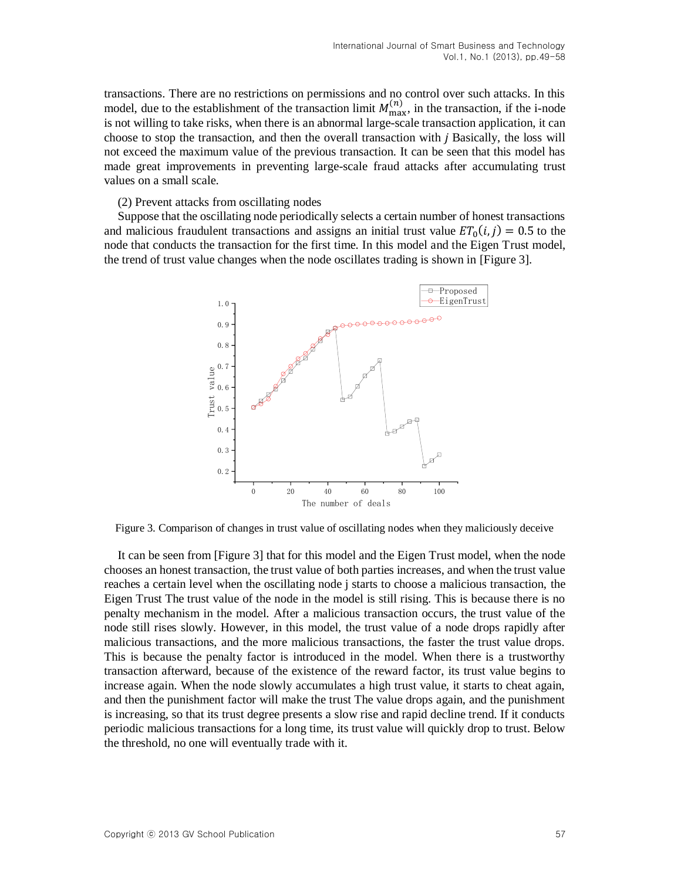transactions. There are no restrictions on permissions and no control over such attacks. In this model, due to the establishment of the transaction limit $M_{\max}^{(n)}$, in the transaction, if the i-node is not willing to take risks, when there is an abnormal large-scale transaction application, it can choose to stop the transaction, and then the overall transaction with *j* Basically, the loss will not exceed the maximum value of the previous transaction. It can be seen that this model has made great improvements in preventing large-scale fraud attacks after accumulating trust values on a small scale.

(2) Prevent attacks from oscillating nodes

Suppose that the oscillating node periodically selects a certain number of honest transactions and malicious fraudulent transactions and assigns an initial trust value $ET_0(i, j) = 0.5$ to the node that conducts the transaction for the first time. In this model and the Eigen Trust model, the trend of trust value changes when the node oscillates trading is shown in [Figure 3].

Proposed
EigenTrust
Trust value
1.0
0.9
0.8
0.7
0.6
0.5
0.4
0.3
0.2
0
20
40
60
80
100
The number of deals

Figure 3. Comparison of changes in trust value of oscillating nodes when they maliciously deceive

It can be seen from [Figure 3] that for this model and the Eigen Trust model, when the node chooses an honest transaction, the trust value of both parties increases, and when the trust value reaches a certain level when the oscillating node j starts to choose a malicious transaction, the Eigen Trust The trust value of the node in the model is still rising. This is because there is no penalty mechanism in the model. After a malicious transaction occurs, the trust value of the node still rises slowly. However, in this model, the trust value of a node drops rapidly after malicious transactions, and the more malicious transactions, the faster the trust value drops. This is because the penalty factor is introduced in the model. When there is a trustworthy transaction afterward, because of the existence of the reward factor, its trust value begins to increase again. When the node slowly accumulates a high trust value, it starts to cheat again, and then the punishment factor will make the trust The value drops again, and the punishment is increasing, so that its trust degree presents a slow rise and rapid decline trend. If it conducts periodic malicious transactions for a long time, its trust value will quickly drop to trust. Below the threshold, no one will eventually trade with it.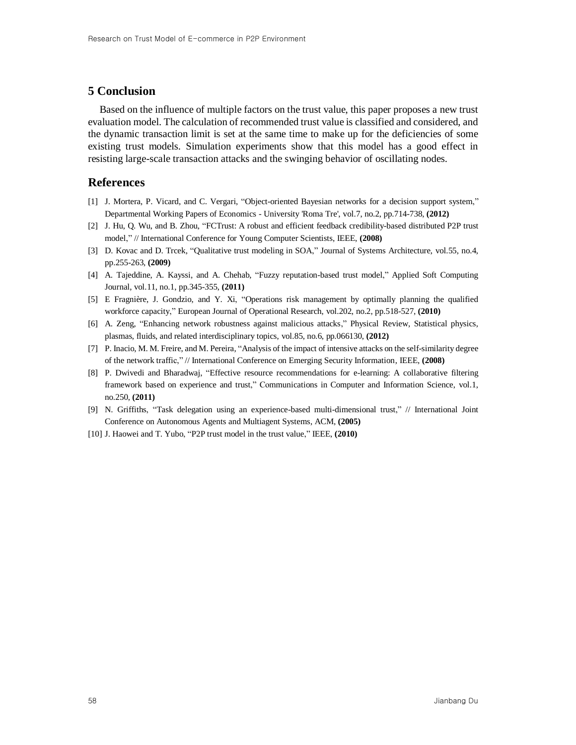## 5 Conclusion

Based on the influence of multiple factors on the trust value, this paper proposes a new trust evaluation model. The calculation of recommended trust value is classified and considered, and the dynamic transaction limit is set at the same time to make up for the deficiencies of some existing trust models. Simulation experiments show that this model has a good effect in resisting large-scale transaction attacks and the swinging behavior of oscillating nodes.

## References

[1] J. Mortera, P. Vicard, and C. Vergari, "Object-oriented Bayesian networks for a decision support system," Departmental Working Papers of Economics - University 'Roma Tre', vol.7, no.2, pp.714-738, **(2012)**

[2] J. Hu, Q. Wu, and B. Zhou, "FCTrust: A robust and efficient feedback credibility-based distributed P2P trust model," // International Conference for Young Computer Scientists, IEEE, **(2008)**

[3] D. Kovac and D. Trcek, "Qualitative trust modeling in SOA," Journal of Systems Architecture, vol.55, no.4, pp.255-263, **(2009)**

[4] A. Tajeddine, A. Kayssi, and A. Chehab, "Fuzzy reputation-based trust model," Applied Soft Computing Journal, vol.11, no.1, pp.345-355, **(2011)**

[5] E Fragnière, J. Gondzio, and Y. Xi, "Operations risk management by optimally planning the qualified workforce capacity," European Journal of Operational Research, vol.202, no.2, pp.518-527, **(2010)**

[6] A. Zeng, "Enhancing network robustness against malicious attacks," Physical Review, Statistical physics, plasmas, fluids, and related interdisciplinary topics, vol.85, no.6, pp.066130, **(2012)**

[7] P. Inacio, M. M. Freire, and M. Pereira, "Analysis of the impact of intensive attacks on the self-similarity degree of the network traffic," // International Conference on Emerging Security Information, IEEE, **(2008)**

[8] P. Dwivedi and Bharadwaj, "Effective resource recommendations for e-learning: A collaborative filtering framework based on experience and trust," Communications in Computer and Information Science, vol.1, no.250, **(2011)**

[9] N. Griffiths, "Task delegation using an experience-based multi-dimensional trust," // International Joint Conference on Autonomous Agents and Multiagent Systems, ACM, **(2005)**

[10] J. Haowei and T. Yubo, "P2P trust model in the trust value," IEEE, **(2010)**